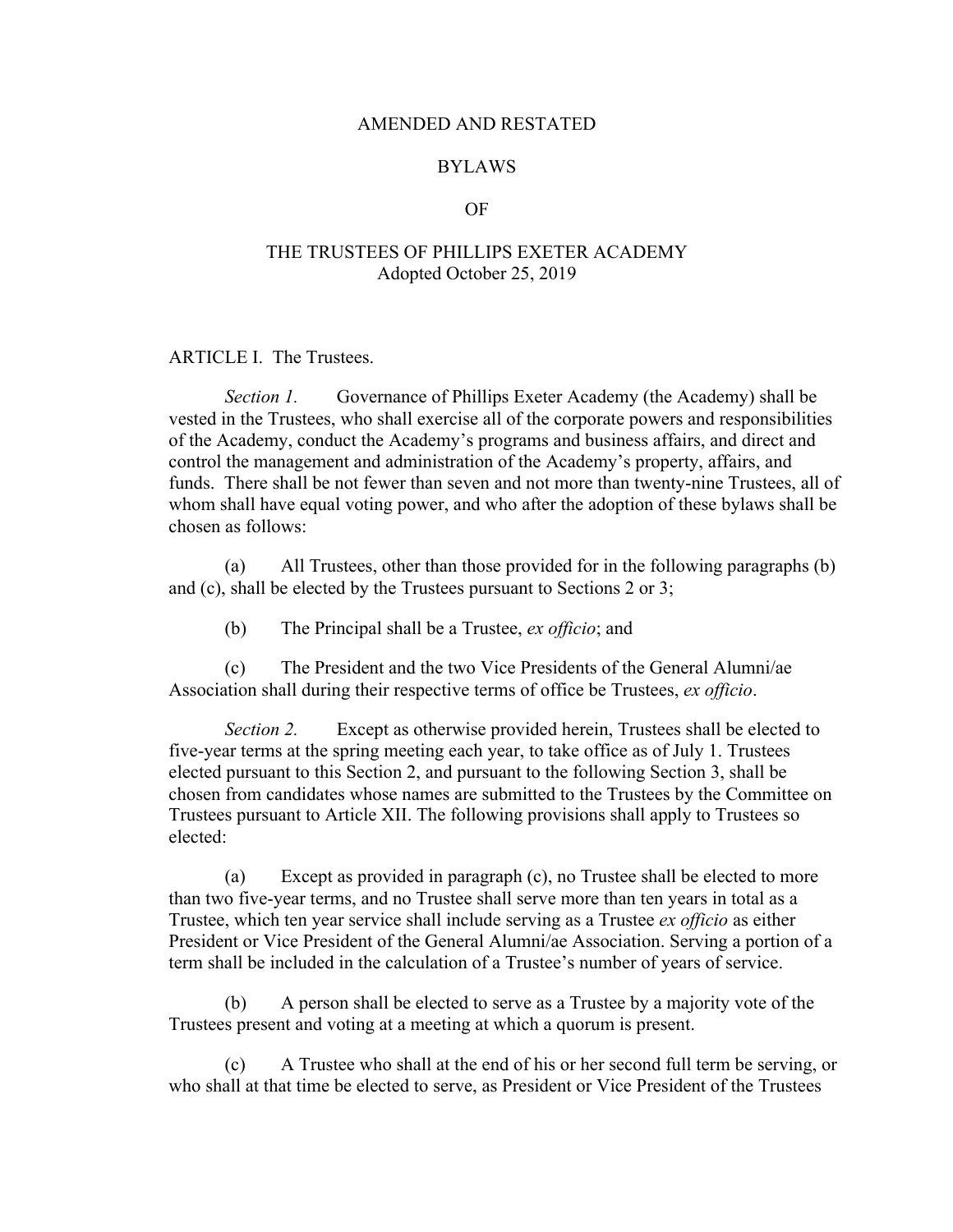# AMENDED AND RESTATED

# BYLAWS

# OF

# THE TRUSTEES OF PHILLIPS EXETER ACADEMY

Adopted October 25, 2019

## ARTICLE I. The Trustees.

*Section 1.* Governance of Phillips Exeter Academy (the Academy) shall be vested in the Trustees, who shall exercise all of the corporate powers and responsibilities of the Academy, conduct the Academy's programs and business affairs, and direct and control the management and administration of the Academy's property, affairs, and funds. There shall be not fewer than seven and not more than twenty-nine Trustees, all of whom shall have equal voting power, and who after the adoption of these bylaws shall be chosen as follows:

(a) All Trustees, other than those provided for in the following paragraphs (b) and (c), shall be elected by the Trustees pursuant to Sections 2 or 3;

(b) The Principal shall be a Trustee, *ex officio*; and

(c) The President and the two Vice Presidents of the General Alumni/ae Association shall during their respective terms of office be Trustees, *ex officio*.

*Section 2.* Except as otherwise provided herein, Trustees shall be elected to five-year terms at the spring meeting each year, to take office as of July 1. Trustees elected pursuant to this Section 2, and pursuant to the following Section 3, shall be chosen from candidates whose names are submitted to the Trustees by the Committee on Trustees pursuant to Article XII. The following provisions shall apply to Trustees so elected:

(a) Except as provided in paragraph (c), no Trustee shall be elected to more than two five-year terms, and no Trustee shall serve more than ten years in total as a Trustee, which ten year service shall include serving as a Trustee *ex officio* as either President or Vice President of the General Alumni/ae Association. Serving a portion of a term shall be included in the calculation of a Trustee's number of years of service.

(b) A person shall be elected to serve as a Trustee by a majority vote of the Trustees present and voting at a meeting at which a quorum is present.

(c) A Trustee who shall at the end of his or her second full term be serving, or who shall at that time be elected to serve, as President or Vice President of the Trustees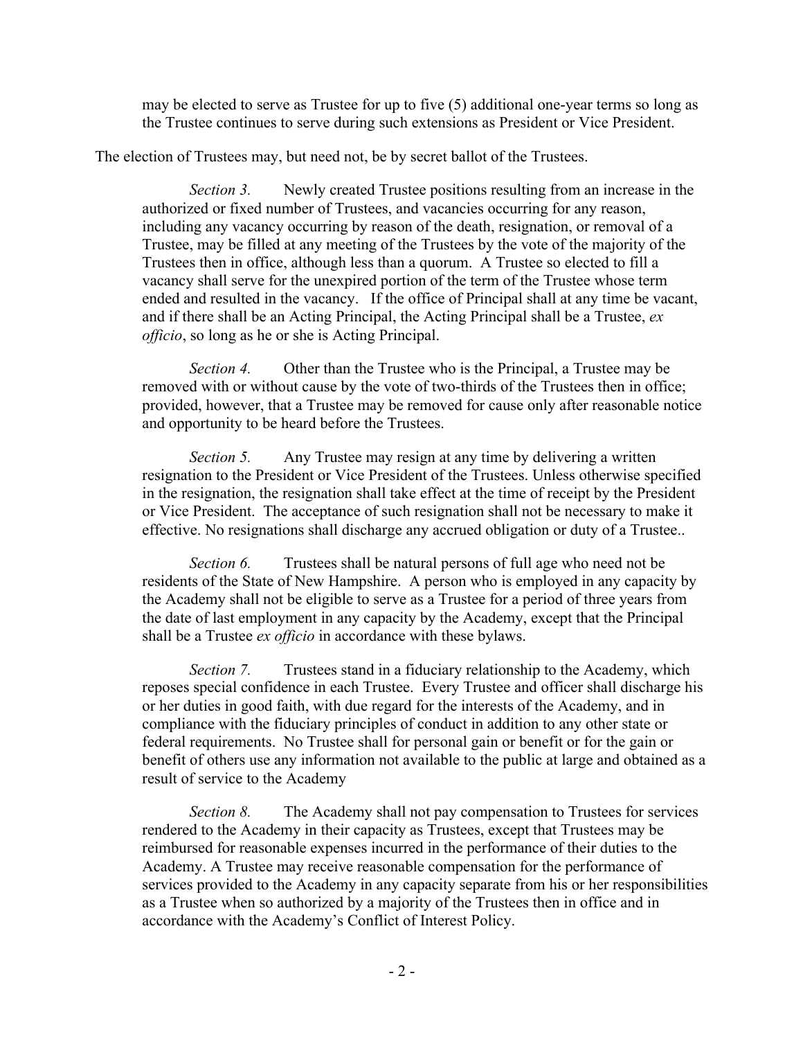may be elected to serve as Trustee for up to five (5) additional one-year terms so long as the Trustee continues to serve during such extensions as President or Vice President.

The election of Trustees may, but need not, be by secret ballot of the Trustees.

*Section 3.* Newly created Trustee positions resulting from an increase in the authorized or fixed number of Trustees, and vacancies occurring for any reason, including any vacancy occurring by reason of the death, resignation, or removal of a Trustee, may be filled at any meeting of the Trustees by the vote of the majority of the Trustees then in office, although less than a quorum. A Trustee so elected to fill a vacancy shall serve for the unexpired portion of the term of the Trustee whose term ended and resulted in the vacancy. If the office of Principal shall at any time be vacant, and if there shall be an Acting Principal, the Acting Principal shall be a Trustee, *ex officio*, so long as he or she is Acting Principal.

*Section 4.* Other than the Trustee who is the Principal, a Trustee may be removed with or without cause by the vote of two-thirds of the Trustees then in office; provided, however, that a Trustee may be removed for cause only after reasonable notice and opportunity to be heard before the Trustees.

*Section 5.* Any Trustee may resign at any time by delivering a written resignation to the President or Vice President of the Trustees. Unless otherwise specified in the resignation, the resignation shall take effect at the time of receipt by the President or Vice President. The acceptance of such resignation shall not be necessary to make it effective. No resignations shall discharge any accrued obligation or duty of a Trustee..

*Section 6.* Trustees shall be natural persons of full age who need not be residents of the State of New Hampshire. A person who is employed in any capacity by the Academy shall not be eligible to serve as a Trustee for a period of three years from the date of last employment in any capacity by the Academy, except that the Principal shall be a Trustee *ex officio* in accordance with these bylaws.

*Section 7.* Trustees stand in a fiduciary relationship to the Academy, which reposes special confidence in each Trustee. Every Trustee and officer shall discharge his or her duties in good faith, with due regard for the interests of the Academy, and in compliance with the fiduciary principles of conduct in addition to any other state or federal requirements. No Trustee shall for personal gain or benefit or for the gain or benefit of others use any information not available to the public at large and obtained as a result of service to the Academy

*Section 8.* The Academy shall not pay compensation to Trustees for services rendered to the Academy in their capacity as Trustees, except that Trustees may be reimbursed for reasonable expenses incurred in the performance of their duties to the Academy. A Trustee may receive reasonable compensation for the performance of services provided to the Academy in any capacity separate from his or her responsibilities as a Trustee when so authorized by a majority of the Trustees then in office and in accordance with the Academy's Conflict of Interest Policy.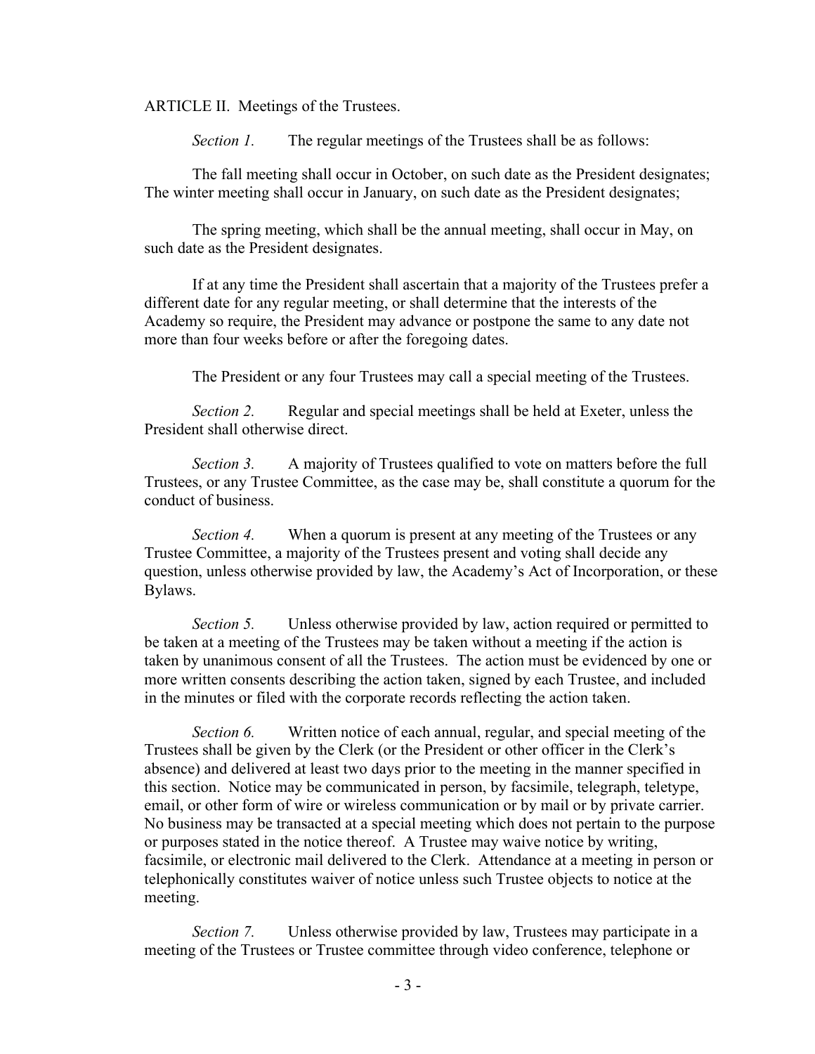ARTICLE II. Meetings of the Trustees.

*Section 1.* The regular meetings of the Trustees shall be as follows:

The fall meeting shall occur in October, on such date as the President designates;
The winter meeting shall occur in January, on such date as the President designates;

The spring meeting, which shall be the annual meeting, shall occur in May, on such date as the President designates.

If at any time the President shall ascertain that a majority of the Trustees prefer a different date for any regular meeting, or shall determine that the interests of the Academy so require, the President may advance or postpone the same to any date not more than four weeks before or after the foregoing dates.

The President or any four Trustees may call a special meeting of the Trustees.

*Section 2.* Regular and special meetings shall be held at Exeter, unless the President shall otherwise direct.

*Section 3.* A majority of Trustees qualified to vote on matters before the full Trustees, or any Trustee Committee, as the case may be, shall constitute a quorum for the conduct of business.

*Section 4.* When a quorum is present at any meeting of the Trustees or any Trustee Committee, a majority of the Trustees present and voting shall decide any question, unless otherwise provided by law, the Academy's Act of Incorporation, or these Bylaws.

*Section 5.* Unless otherwise provided by law, action required or permitted to be taken at a meeting of the Trustees may be taken without a meeting if the action is taken by unanimous consent of all the Trustees. The action must be evidenced by one or more written consents describing the action taken, signed by each Trustee, and included in the minutes or filed with the corporate records reflecting the action taken.

*Section 6.* Written notice of each annual, regular, and special meeting of the Trustees shall be given by the Clerk (or the President or other officer in the Clerk's absence) and delivered at least two days prior to the meeting in the manner specified in this section. Notice may be communicated in person, by facsimile, telegraph, teletype, email, or other form of wire or wireless communication or by mail or by private carrier. No business may be transacted at a special meeting which does not pertain to the purpose or purposes stated in the notice thereof. A Trustee may waive notice by writing, facsimile, or electronic mail delivered to the Clerk. Attendance at a meeting in person or telephonically constitutes waiver of notice unless such Trustee objects to notice at the meeting.

*Section 7.* Unless otherwise provided by law, Trustees may participate in a meeting of the Trustees or Trustee committee through video conference, telephone or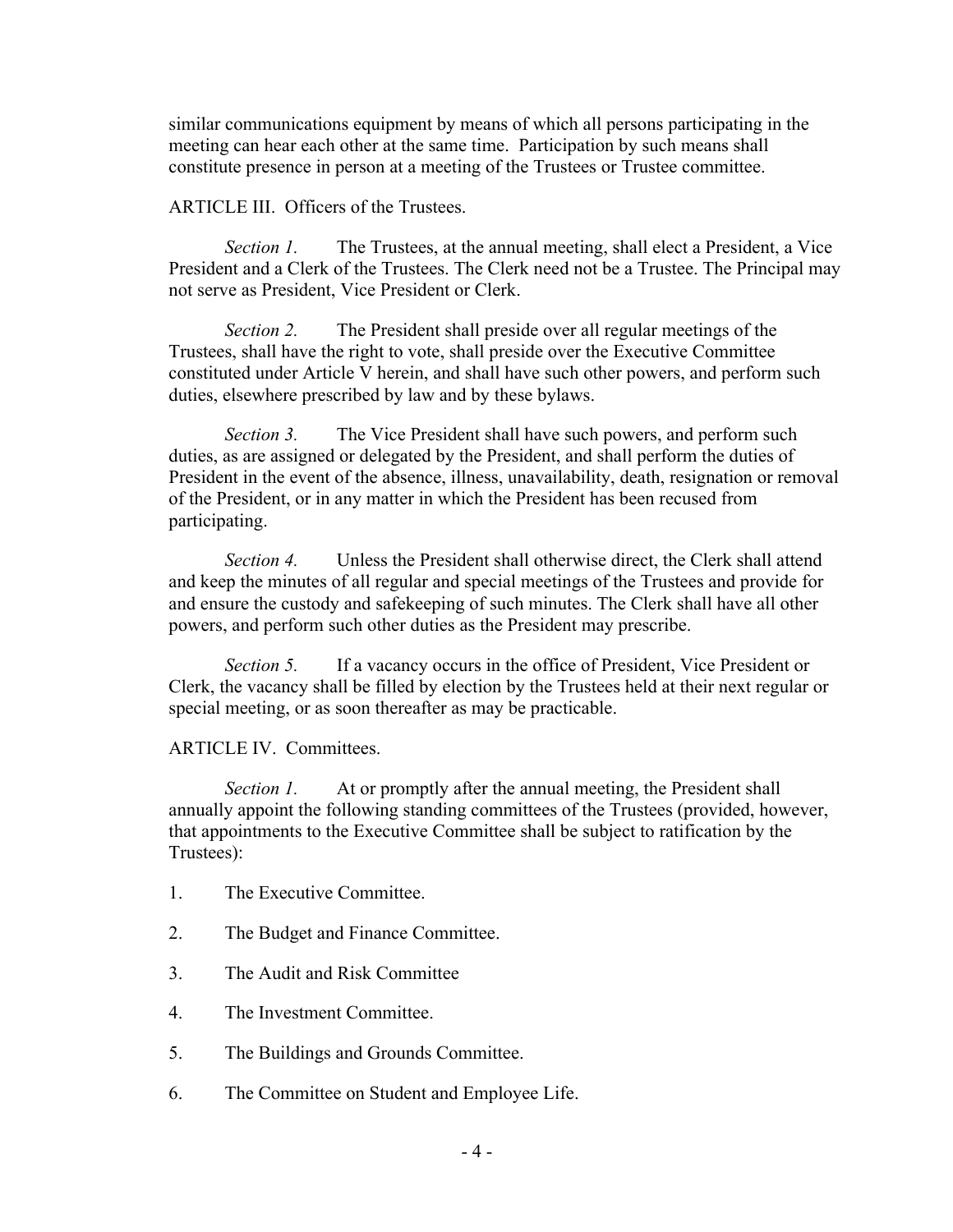similar communications equipment by means of which all persons participating in the meeting can hear each other at the same time. Participation by such means shall constitute presence in person at a meeting of the Trustees or Trustee committee.

ARTICLE III. Officers of the Trustees.

*Section 1.* The Trustees, at the annual meeting, shall elect a President, a Vice President and a Clerk of the Trustees. The Clerk need not be a Trustee. The Principal may not serve as President, Vice President or Clerk.

*Section 2.* The President shall preside over all regular meetings of the Trustees, shall have the right to vote, shall preside over the Executive Committee constituted under Article V herein, and shall have such other powers, and perform such duties, elsewhere prescribed by law and by these bylaws.

*Section 3.* The Vice President shall have such powers, and perform such duties, as are assigned or delegated by the President, and shall perform the duties of President in the event of the absence, illness, unavailability, death, resignation or removal of the President, or in any matter in which the President has been recused from participating.

*Section 4.* Unless the President shall otherwise direct, the Clerk shall attend and keep the minutes of all regular and special meetings of the Trustees and provide for and ensure the custody and safekeeping of such minutes. The Clerk shall have all other powers, and perform such other duties as the President may prescribe.

*Section 5.* If a vacancy occurs in the office of President, Vice President or Clerk, the vacancy shall be filled by election by the Trustees held at their next regular or special meeting, or as soon thereafter as may be practicable.

ARTICLE IV. Committees.

*Section 1.* At or promptly after the annual meeting, the President shall annually appoint the following standing committees of the Trustees (provided, however, that appointments to the Executive Committee shall be subject to ratification by the Trustees):

1. The Executive Committee.
2. The Budget and Finance Committee.
3. The Audit and Risk Committee
4. The Investment Committee.
5. The Buildings and Grounds Committee.
6. The Committee on Student and Employee Life.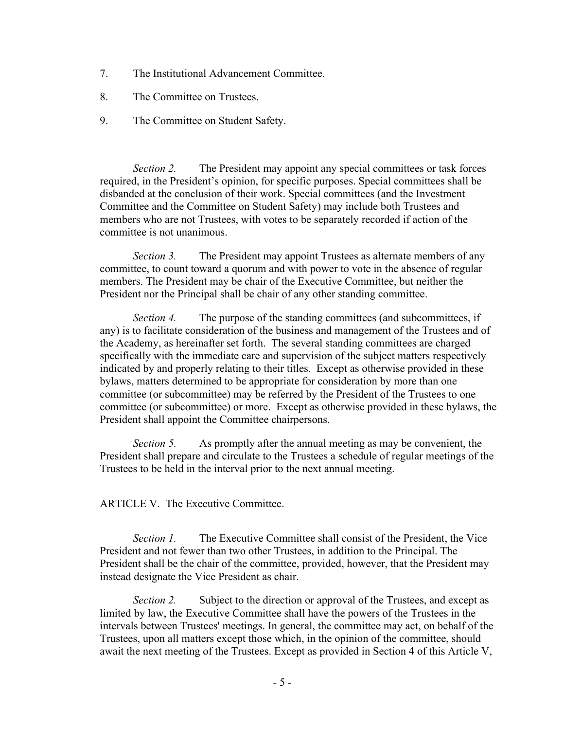7. The Institutional Advancement Committee.

8. The Committee on Trustees.

9. The Committee on Student Safety.

*Section 2.* The President may appoint any special committees or task forces required, in the President's opinion, for specific purposes. Special committees shall be disbanded at the conclusion of their work. Special committees (and the Investment Committee and the Committee on Student Safety) may include both Trustees and members who are not Trustees, with votes to be separately recorded if action of the committee is not unanimous.

*Section 3.* The President may appoint Trustees as alternate members of any committee, to count toward a quorum and with power to vote in the absence of regular members. The President may be chair of the Executive Committee, but neither the President nor the Principal shall be chair of any other standing committee.

*Section 4.* The purpose of the standing committees (and subcommittees, if any) is to facilitate consideration of the business and management of the Trustees and of the Academy, as hereinafter set forth. The several standing committees are charged specifically with the immediate care and supervision of the subject matters respectively indicated by and properly relating to their titles. Except as otherwise provided in these bylaws, matters determined to be appropriate for consideration by more than one committee (or subcommittee) may be referred by the President of the Trustees to one committee (or subcommittee) or more. Except as otherwise provided in these bylaws, the President shall appoint the Committee chairpersons.

*Section 5.* As promptly after the annual meeting as may be convenient, the President shall prepare and circulate to the Trustees a schedule of regular meetings of the Trustees to be held in the interval prior to the next annual meeting.

## ARTICLE V. The Executive Committee.

*Section 1.* The Executive Committee shall consist of the President, the Vice President and not fewer than two other Trustees, in addition to the Principal. The President shall be the chair of the committee, provided, however, that the President may instead designate the Vice President as chair.

*Section 2.* Subject to the direction or approval of the Trustees, and except as limited by law, the Executive Committee shall have the powers of the Trustees in the intervals between Trustees' meetings. In general, the committee may act, on behalf of the Trustees, upon all matters except those which, in the opinion of the committee, should await the next meeting of the Trustees. Except as provided in Section 4 of this Article V,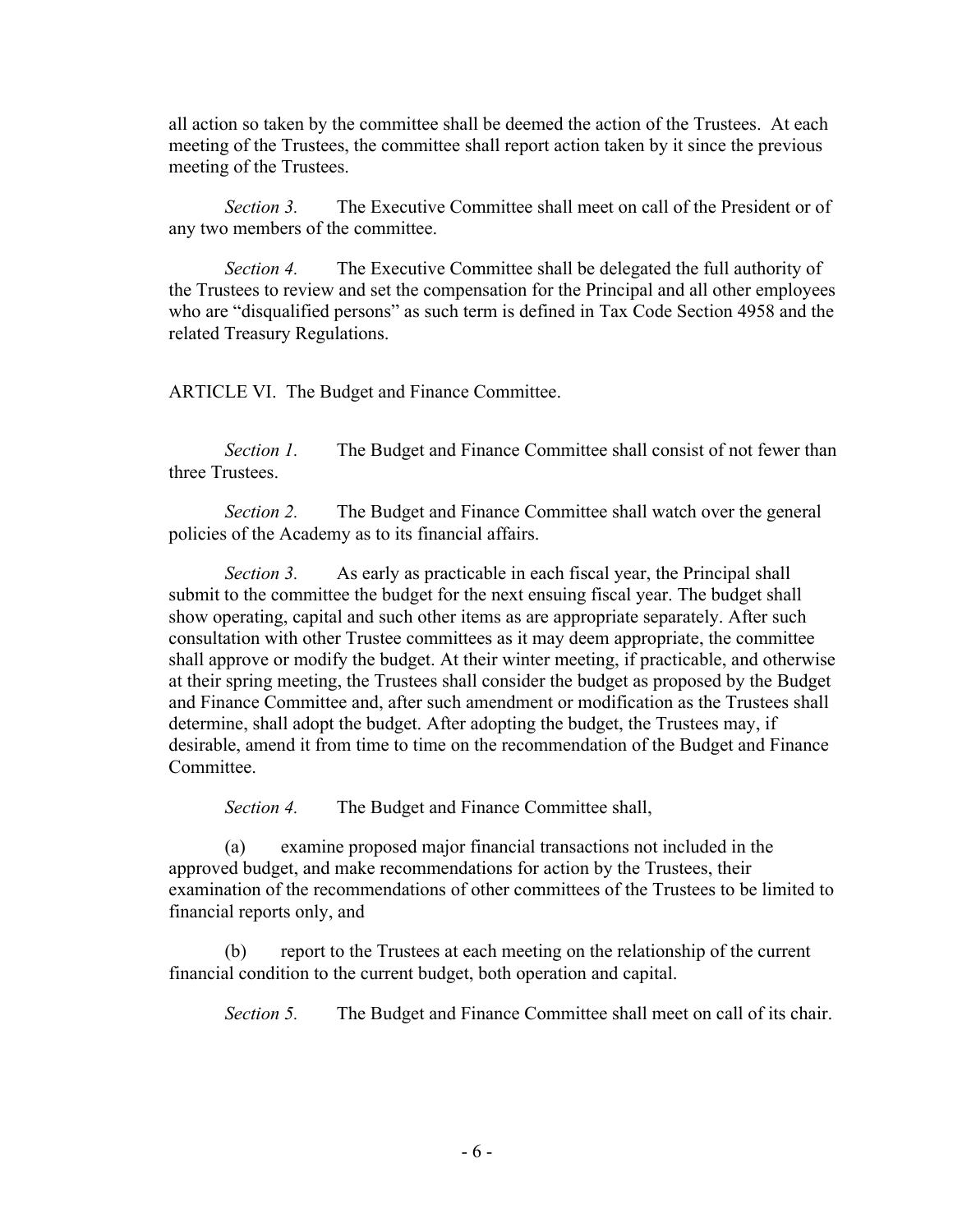all action so taken by the committee shall be deemed the action of the Trustees. At each meeting of the Trustees, the committee shall report action taken by it since the previous meeting of the Trustees.

*Section 3.* The Executive Committee shall meet on call of the President or of any two members of the committee.

*Section 4.* The Executive Committee shall be delegated the full authority of the Trustees to review and set the compensation for the Principal and all other employees who are "disqualified persons" as such term is defined in Tax Code Section 4958 and the related Treasury Regulations.

ARTICLE VI. The Budget and Finance Committee.

*Section 1.* The Budget and Finance Committee shall consist of not fewer than three Trustees.

*Section 2.* The Budget and Finance Committee shall watch over the general policies of the Academy as to its financial affairs.

*Section 3.* As early as practicable in each fiscal year, the Principal shall submit to the committee the budget for the next ensuing fiscal year. The budget shall show operating, capital and such other items as are appropriate separately. After such consultation with other Trustee committees as it may deem appropriate, the committee shall approve or modify the budget. At their winter meeting, if practicable, and otherwise at their spring meeting, the Trustees shall consider the budget as proposed by the Budget and Finance Committee and, after such amendment or modification as the Trustees shall determine, shall adopt the budget. After adopting the budget, the Trustees may, if desirable, amend it from time to time on the recommendation of the Budget and Finance Committee.

*Section 4.* The Budget and Finance Committee shall,

(a) examine proposed major financial transactions not included in the approved budget, and make recommendations for action by the Trustees, their examination of the recommendations of other committees of the Trustees to be limited to financial reports only, and

(b) report to the Trustees at each meeting on the relationship of the current financial condition to the current budget, both operation and capital.

*Section 5.* The Budget and Finance Committee shall meet on call of its chair.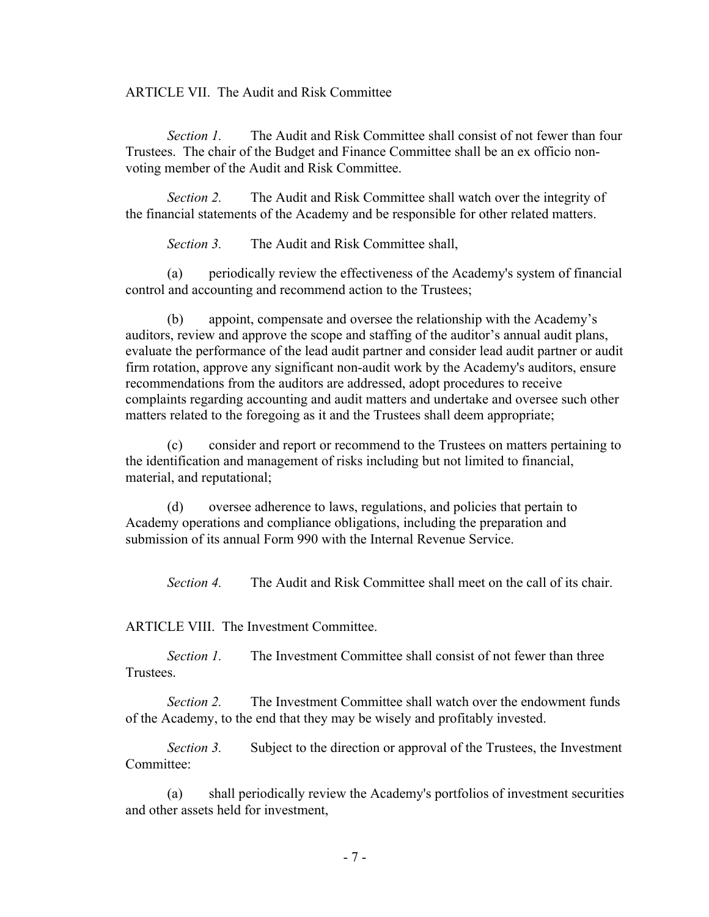## ARTICLE VII. The Audit and Risk Committee

*Section 1.* The Audit and Risk Committee shall consist of not fewer than four Trustees. The chair of the Budget and Finance Committee shall be an ex officio non-voting member of the Audit and Risk Committee.

*Section 2.* The Audit and Risk Committee shall watch over the integrity of the financial statements of the Academy and be responsible for other related matters.

*Section 3.* The Audit and Risk Committee shall,

(a) periodically review the effectiveness of the Academy's system of financial control and accounting and recommend action to the Trustees;

(b) appoint, compensate and oversee the relationship with the Academy's auditors, review and approve the scope and staffing of the auditor's annual audit plans, evaluate the performance of the lead audit partner and consider lead audit partner or audit firm rotation, approve any significant non-audit work by the Academy's auditors, ensure recommendations from the auditors are addressed, adopt procedures to receive complaints regarding accounting and audit matters and undertake and oversee such other matters related to the foregoing as it and the Trustees shall deem appropriate;

(c) consider and report or recommend to the Trustees on matters pertaining to the identification and management of risks including but not limited to financial, material, and reputational;

(d) oversee adherence to laws, regulations, and policies that pertain to Academy operations and compliance obligations, including the preparation and submission of its annual Form 990 with the Internal Revenue Service.

*Section 4.* The Audit and Risk Committee shall meet on the call of its chair.

## ARTICLE VIII. The Investment Committee.

*Section 1.* The Investment Committee shall consist of not fewer than three Trustees.

*Section 2.* The Investment Committee shall watch over the endowment funds of the Academy, to the end that they may be wisely and profitably invested.

*Section 3.* Subject to the direction or approval of the Trustees, the Investment Committee:

(a) shall periodically review the Academy's portfolios of investment securities and other assets held for investment,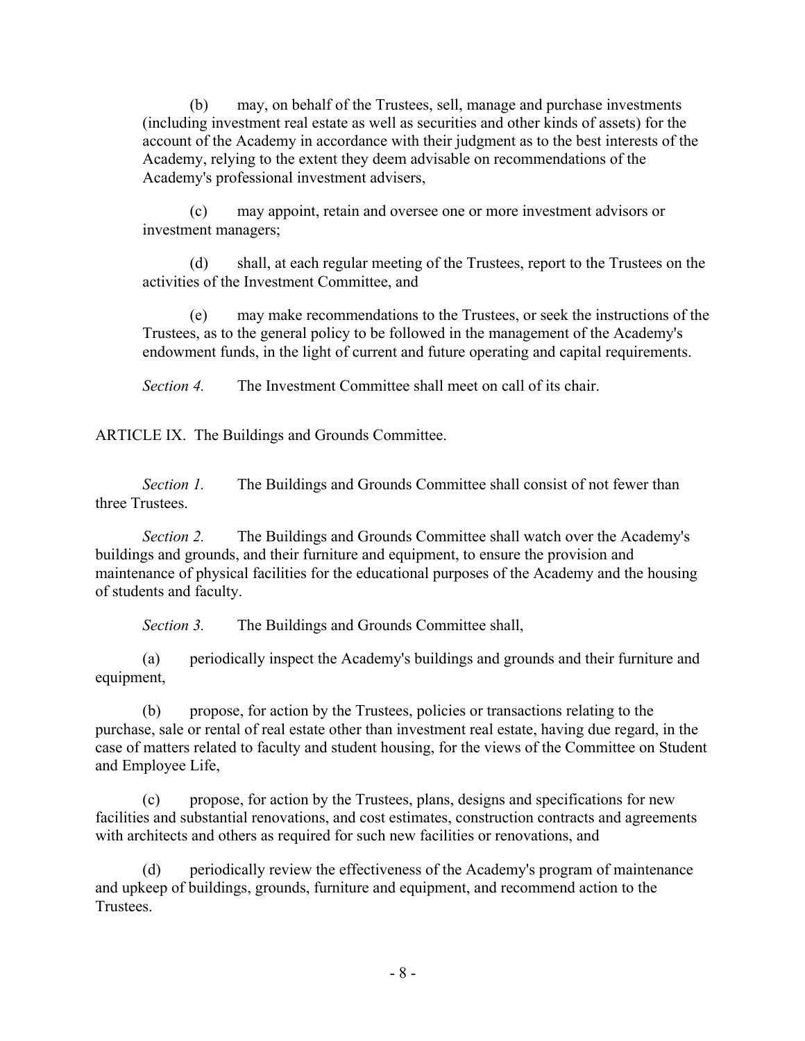(b) may, on behalf of the Trustees, sell, manage and purchase investments (including investment real estate as well as securities and other kinds of assets) for the account of the Academy in accordance with their judgment as to the best interests of the Academy, relying to the extent they deem advisable on recommendations of the Academy's professional investment advisers,

(c) may appoint, retain and oversee one or more investment advisors or investment managers;

(d) shall, at each regular meeting of the Trustees, report to the Trustees on the activities of the Investment Committee, and

(e) may make recommendations to the Trustees, or seek the instructions of the Trustees, as to the general policy to be followed in the management of the Academy's endowment funds, in the light of current and future operating and capital requirements.

*Section 4.* The Investment Committee shall meet on call of its chair.

## ARTICLE IX. The Buildings and Grounds Committee.

*Section 1.* The Buildings and Grounds Committee shall consist of not fewer than three Trustees.

*Section 2.* The Buildings and Grounds Committee shall watch over the Academy's buildings and grounds, and their furniture and equipment, to ensure the provision and maintenance of physical facilities for the educational purposes of the Academy and the housing of students and faculty.

*Section 3.* The Buildings and Grounds Committee shall,

(a) periodically inspect the Academy's buildings and grounds and their furniture and equipment,

(b) propose, for action by the Trustees, policies or transactions relating to the purchase, sale or rental of real estate other than investment real estate, having due regard, in the case of matters related to faculty and student housing, for the views of the Committee on Student and Employee Life,

(c) propose, for action by the Trustees, plans, designs and specifications for new facilities and substantial renovations, and cost estimates, construction contracts and agreements with architects and others as required for such new facilities or renovations, and

(d) periodically review the effectiveness of the Academy's program of maintenance and upkeep of buildings, grounds, furniture and equipment, and recommend action to the Trustees.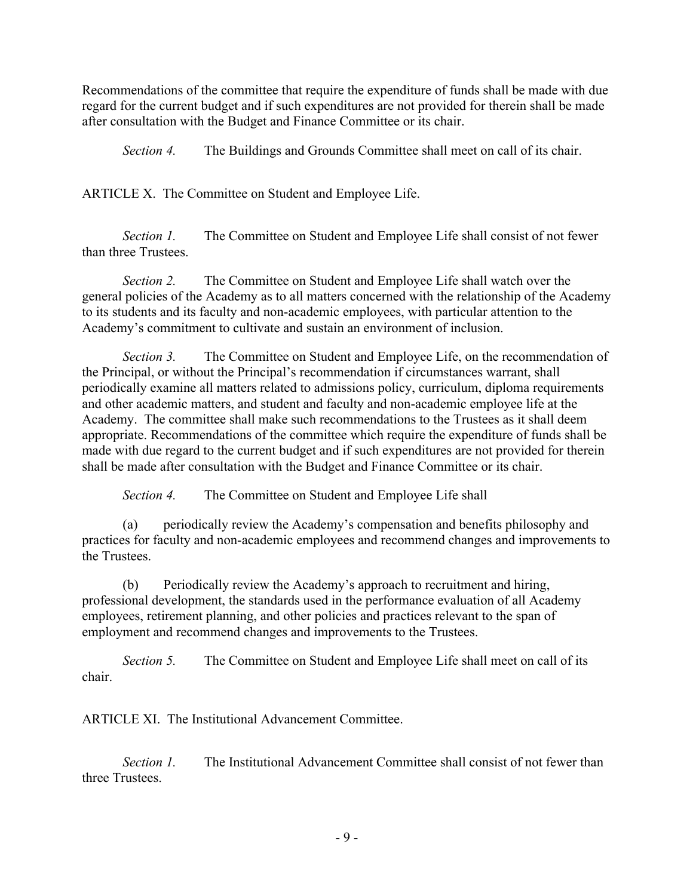Recommendations of the committee that require the expenditure of funds shall be made with due regard for the current budget and if such expenditures are not provided for therein shall be made after consultation with the Budget and Finance Committee or its chair.

*Section 4.* The Buildings and Grounds Committee shall meet on call of its chair.

ARTICLE X. The Committee on Student and Employee Life.

*Section 1.* The Committee on Student and Employee Life shall consist of not fewer than three Trustees.

*Section 2.* The Committee on Student and Employee Life shall watch over the general policies of the Academy as to all matters concerned with the relationship of the Academy to its students and its faculty and non-academic employees, with particular attention to the Academy's commitment to cultivate and sustain an environment of inclusion.

*Section 3.* The Committee on Student and Employee Life, on the recommendation of the Principal, or without the Principal's recommendation if circumstances warrant, shall periodically examine all matters related to admissions policy, curriculum, diploma requirements and other academic matters, and student and faculty and non-academic employee life at the Academy. The committee shall make such recommendations to the Trustees as it shall deem appropriate. Recommendations of the committee which require the expenditure of funds shall be made with due regard to the current budget and if such expenditures are not provided for therein shall be made after consultation with the Budget and Finance Committee or its chair.

*Section 4.* The Committee on Student and Employee Life shall

(a) periodically review the Academy's compensation and benefits philosophy and practices for faculty and non-academic employees and recommend changes and improvements to the Trustees.

(b) Periodically review the Academy's approach to recruitment and hiring, professional development, the standards used in the performance evaluation of all Academy employees, retirement planning, and other policies and practices relevant to the span of employment and recommend changes and improvements to the Trustees.

*Section 5.* The Committee on Student and Employee Life shall meet on call of its chair.

ARTICLE XI. The Institutional Advancement Committee.

*Section 1.* The Institutional Advancement Committee shall consist of not fewer than three Trustees.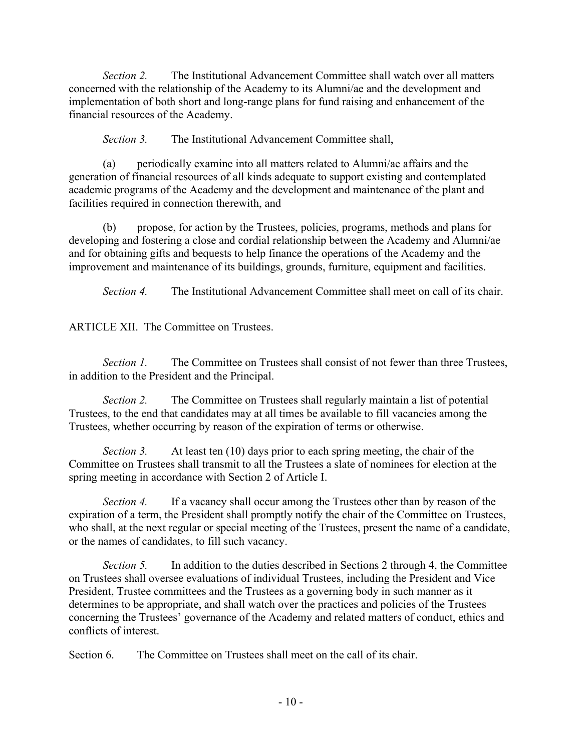*Section 2.* The Institutional Advancement Committee shall watch over all matters concerned with the relationship of the Academy to its Alumni/ae and the development and implementation of both short and long-range plans for fund raising and enhancement of the financial resources of the Academy.

*Section 3.* The Institutional Advancement Committee shall,

(a) periodically examine into all matters related to Alumni/ae affairs and the generation of financial resources of all kinds adequate to support existing and contemplated academic programs of the Academy and the development and maintenance of the plant and facilities required in connection therewith, and

(b) propose, for action by the Trustees, policies, programs, methods and plans for developing and fostering a close and cordial relationship between the Academy and Alumni/ae and for obtaining gifts and bequests to help finance the operations of the Academy and the improvement and maintenance of its buildings, grounds, furniture, equipment and facilities.

*Section 4.* The Institutional Advancement Committee shall meet on call of its chair.

ARTICLE XII. The Committee on Trustees.

*Section 1.* The Committee on Trustees shall consist of not fewer than three Trustees, in addition to the President and the Principal.

*Section 2.* The Committee on Trustees shall regularly maintain a list of potential Trustees, to the end that candidates may at all times be available to fill vacancies among the Trustees, whether occurring by reason of the expiration of terms or otherwise.

*Section 3.* At least ten (10) days prior to each spring meeting, the chair of the Committee on Trustees shall transmit to all the Trustees a slate of nominees for election at the spring meeting in accordance with Section 2 of Article I.

*Section 4.* If a vacancy shall occur among the Trustees other than by reason of the expiration of a term, the President shall promptly notify the chair of the Committee on Trustees, who shall, at the next regular or special meeting of the Trustees, present the name of a candidate, or the names of candidates, to fill such vacancy.

*Section 5.* In addition to the duties described in Sections 2 through 4, the Committee on Trustees shall oversee evaluations of individual Trustees, including the President and Vice President, Trustee committees and the Trustees as a governing body in such manner as it determines to be appropriate, and shall watch over the practices and policies of the Trustees concerning the Trustees' governance of the Academy and related matters of conduct, ethics and conflicts of interest.

Section 6. The Committee on Trustees shall meet on the call of its chair.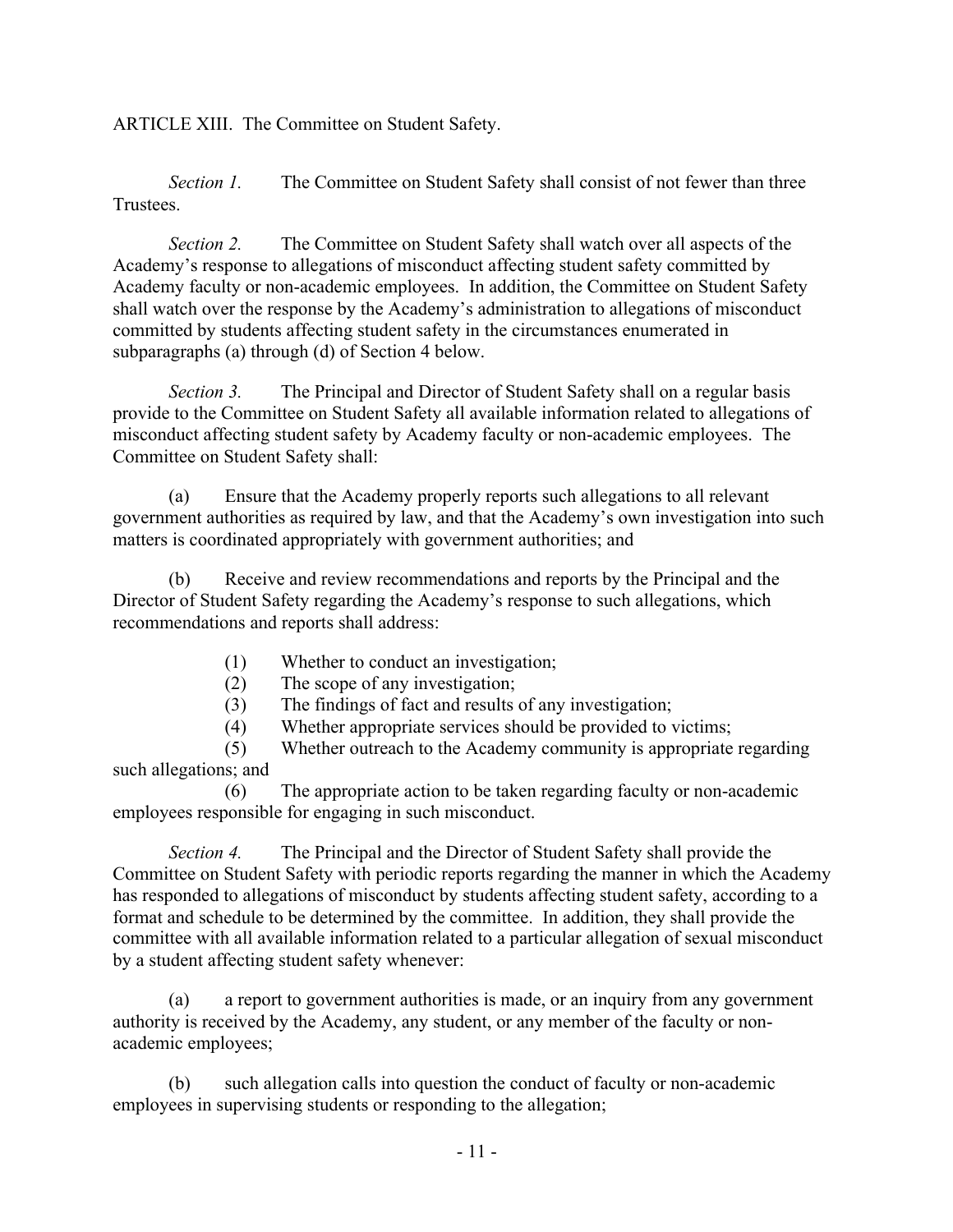ARTICLE XIII. The Committee on Student Safety.

*Section 1.* The Committee on Student Safety shall consist of not fewer than three Trustees.

*Section 2.* The Committee on Student Safety shall watch over all aspects of the Academy's response to allegations of misconduct affecting student safety committed by Academy faculty or non-academic employees. In addition, the Committee on Student Safety shall watch over the response by the Academy's administration to allegations of misconduct committed by students affecting student safety in the circumstances enumerated in subparagraphs (a) through (d) of Section 4 below.

*Section 3.* The Principal and Director of Student Safety shall on a regular basis provide to the Committee on Student Safety all available information related to allegations of misconduct affecting student safety by Academy faculty or non-academic employees. The Committee on Student Safety shall:

(a) Ensure that the Academy properly reports such allegations to all relevant government authorities as required by law, and that the Academy's own investigation into such matters is coordinated appropriately with government authorities; and

(b) Receive and review recommendations and reports by the Principal and the Director of Student Safety regarding the Academy's response to such allegations, which recommendations and reports shall address:

(1) Whether to conduct an investigation;
(2) The scope of any investigation;
(3) The findings of fact and results of any investigation;
(4) Whether appropriate services should be provided to victims;
(5) Whether outreach to the Academy community is appropriate regarding such allegations; and
(6) The appropriate action to be taken regarding faculty or non-academic employees responsible for engaging in such misconduct.

*Section 4.* The Principal and the Director of Student Safety shall provide the Committee on Student Safety with periodic reports regarding the manner in which the Academy has responded to allegations of misconduct by students affecting student safety, according to a format and schedule to be determined by the committee. In addition, they shall provide the committee with all available information related to a particular allegation of sexual misconduct by a student affecting student safety whenever:

(a) a report to government authorities is made, or an inquiry from any government authority is received by the Academy, any student, or any member of the faculty or non-academic employees;

(b) such allegation calls into question the conduct of faculty or non-academic employees in supervising students or responding to the allegation;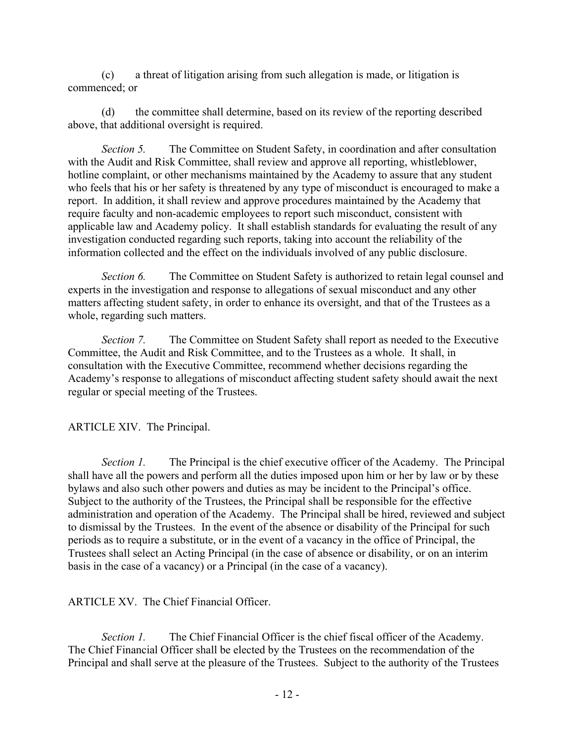(c) a threat of litigation arising from such allegation is made, or litigation is commenced; or

(d) the committee shall determine, based on its review of the reporting described above, that additional oversight is required.

*Section 5.* The Committee on Student Safety, in coordination and after consultation with the Audit and Risk Committee, shall review and approve all reporting, whistleblower, hotline complaint, or other mechanisms maintained by the Academy to assure that any student who feels that his or her safety is threatened by any type of misconduct is encouraged to make a report. In addition, it shall review and approve procedures maintained by the Academy that require faculty and non-academic employees to report such misconduct, consistent with applicable law and Academy policy. It shall establish standards for evaluating the result of any investigation conducted regarding such reports, taking into account the reliability of the information collected and the effect on the individuals involved of any public disclosure.

*Section 6.* The Committee on Student Safety is authorized to retain legal counsel and experts in the investigation and response to allegations of sexual misconduct and any other matters affecting student safety, in order to enhance its oversight, and that of the Trustees as a whole, regarding such matters.

*Section 7.* The Committee on Student Safety shall report as needed to the Executive Committee, the Audit and Risk Committee, and to the Trustees as a whole. It shall, in consultation with the Executive Committee, recommend whether decisions regarding the Academy's response to allegations of misconduct affecting student safety should await the next regular or special meeting of the Trustees.

## ARTICLE XIV. The Principal.

*Section 1.* The Principal is the chief executive officer of the Academy. The Principal shall have all the powers and perform all the duties imposed upon him or her by law or by these bylaws and also such other powers and duties as may be incident to the Principal's office. Subject to the authority of the Trustees, the Principal shall be responsible for the effective administration and operation of the Academy. The Principal shall be hired, reviewed and subject to dismissal by the Trustees. In the event of the absence or disability of the Principal for such periods as to require a substitute, or in the event of a vacancy in the office of Principal, the Trustees shall select an Acting Principal (in the case of absence or disability, or on an interim basis in the case of a vacancy) or a Principal (in the case of a vacancy).

## ARTICLE XV. The Chief Financial Officer.

*Section 1.* The Chief Financial Officer is the chief fiscal officer of the Academy. The Chief Financial Officer shall be elected by the Trustees on the recommendation of the Principal and shall serve at the pleasure of the Trustees. Subject to the authority of the Trustees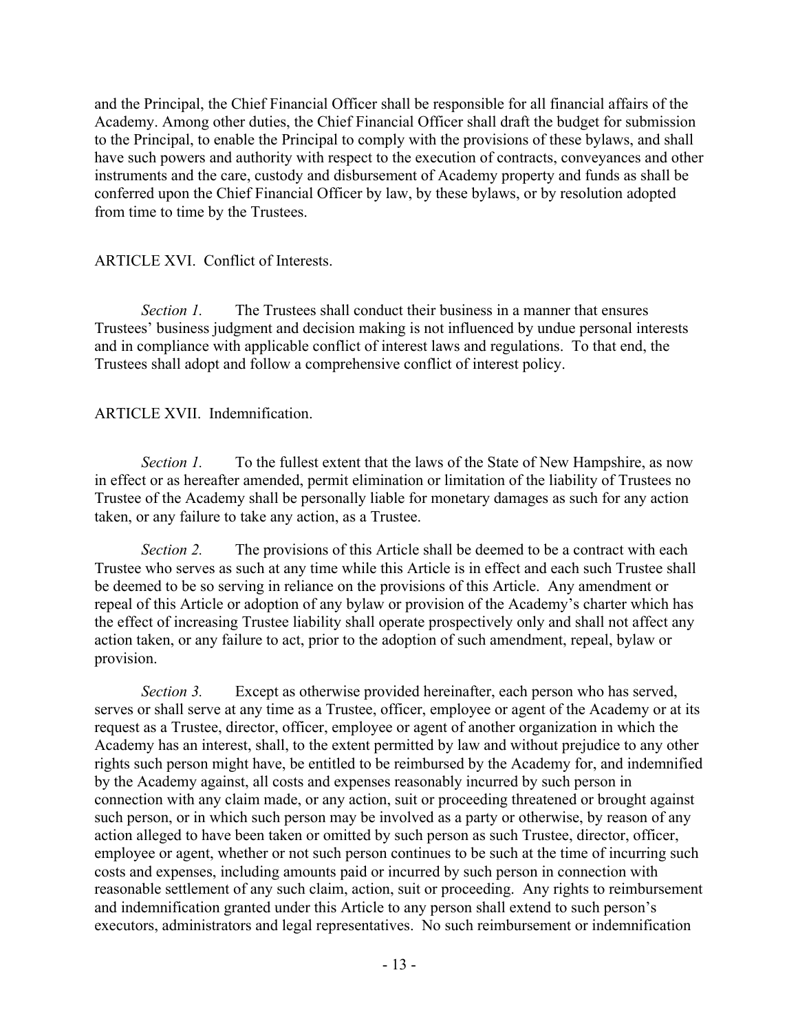and the Principal, the Chief Financial Officer shall be responsible for all financial affairs of the Academy. Among other duties, the Chief Financial Officer shall draft the budget for submission to the Principal, to enable the Principal to comply with the provisions of these bylaws, and shall have such powers and authority with respect to the execution of contracts, conveyances and other instruments and the care, custody and disbursement of Academy property and funds as shall be conferred upon the Chief Financial Officer by law, by these bylaws, or by resolution adopted from time to time by the Trustees.

ARTICLE XVI. Conflict of Interests.

*Section 1.* The Trustees shall conduct their business in a manner that ensures Trustees' business judgment and decision making is not influenced by undue personal interests and in compliance with applicable conflict of interest laws and regulations. To that end, the Trustees shall adopt and follow a comprehensive conflict of interest policy.

ARTICLE XVII. Indemnification.

*Section 1.* To the fullest extent that the laws of the State of New Hampshire, as now in effect or as hereafter amended, permit elimination or limitation of the liability of Trustees no Trustee of the Academy shall be personally liable for monetary damages as such for any action taken, or any failure to take any action, as a Trustee.

*Section 2.* The provisions of this Article shall be deemed to be a contract with each Trustee who serves as such at any time while this Article is in effect and each such Trustee shall be deemed to be so serving in reliance on the provisions of this Article. Any amendment or repeal of this Article or adoption of any bylaw or provision of the Academy's charter which has the effect of increasing Trustee liability shall operate prospectively only and shall not affect any action taken, or any failure to act, prior to the adoption of such amendment, repeal, bylaw or provision.

*Section 3.* Except as otherwise provided hereinafter, each person who has served, serves or shall serve at any time as a Trustee, officer, employee or agent of the Academy or at its request as a Trustee, director, officer, employee or agent of another organization in which the Academy has an interest, shall, to the extent permitted by law and without prejudice to any other rights such person might have, be entitled to be reimbursed by the Academy for, and indemnified by the Academy against, all costs and expenses reasonably incurred by such person in connection with any claim made, or any action, suit or proceeding threatened or brought against such person, or in which such person may be involved as a party or otherwise, by reason of any action alleged to have been taken or omitted by such person as such Trustee, director, officer, employee or agent, whether or not such person continues to be such at the time of incurring such costs and expenses, including amounts paid or incurred by such person in connection with reasonable settlement of any such claim, action, suit or proceeding. Any rights to reimbursement and indemnification granted under this Article to any person shall extend to such person's executors, administrators and legal representatives. No such reimbursement or indemnification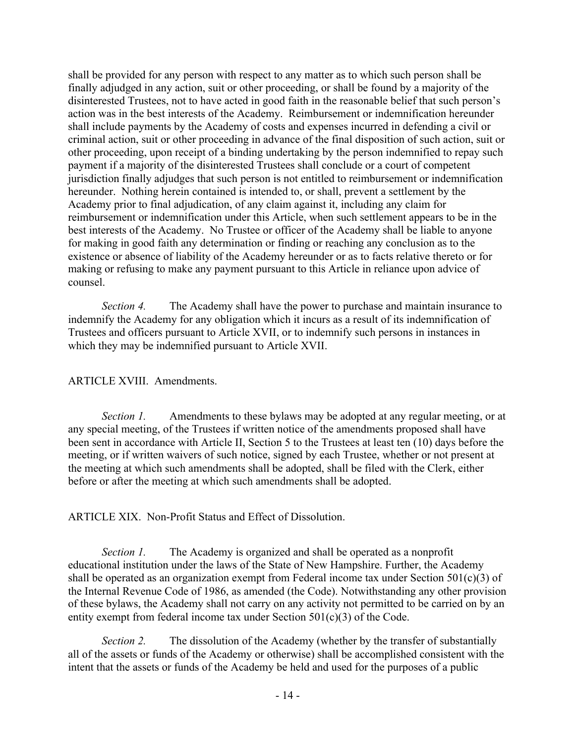shall be provided for any person with respect to any matter as to which such person shall be finally adjudged in any action, suit or other proceeding, or shall be found by a majority of the disinterested Trustees, not to have acted in good faith in the reasonable belief that such person's action was in the best interests of the Academy. Reimbursement or indemnification hereunder shall include payments by the Academy of costs and expenses incurred in defending a civil or criminal action, suit or other proceeding in advance of the final disposition of such action, suit or other proceeding, upon receipt of a binding undertaking by the person indemnified to repay such payment if a majority of the disinterested Trustees shall conclude or a court of competent jurisdiction finally adjudges that such person is not entitled to reimbursement or indemnification hereunder. Nothing herein contained is intended to, or shall, prevent a settlement by the Academy prior to final adjudication, of any claim against it, including any claim for reimbursement or indemnification under this Article, when such settlement appears to be in the best interests of the Academy. No Trustee or officer of the Academy shall be liable to anyone for making in good faith any determination or finding or reaching any conclusion as to the existence or absence of liability of the Academy hereunder or as to facts relative thereto or for making or refusing to make any payment pursuant to this Article in reliance upon advice of counsel.

*Section 4.* The Academy shall have the power to purchase and maintain insurance to indemnify the Academy for any obligation which it incurs as a result of its indemnification of Trustees and officers pursuant to Article XVII, or to indemnify such persons in instances in which they may be indemnified pursuant to Article XVII.

ARTICLE XVIII. Amendments.

*Section 1.* Amendments to these bylaws may be adopted at any regular meeting, or at any special meeting, of the Trustees if written notice of the amendments proposed shall have been sent in accordance with Article II, Section 5 to the Trustees at least ten (10) days before the meeting, or if written waivers of such notice, signed by each Trustee, whether or not present at the meeting at which such amendments shall be adopted, shall be filed with the Clerk, either before or after the meeting at which such amendments shall be adopted.

ARTICLE XIX. Non-Profit Status and Effect of Dissolution.

*Section 1.* The Academy is organized and shall be operated as a nonprofit educational institution under the laws of the State of New Hampshire. Further, the Academy shall be operated as an organization exempt from Federal income tax under Section 501(c)(3) of the Internal Revenue Code of 1986, as amended (the Code). Notwithstanding any other provision of these bylaws, the Academy shall not carry on any activity not permitted to be carried on by an entity exempt from federal income tax under Section 501(c)(3) of the Code.

*Section 2.* The dissolution of the Academy (whether by the transfer of substantially all of the assets or funds of the Academy or otherwise) shall be accomplished consistent with the intent that the assets or funds of the Academy be held and used for the purposes of a public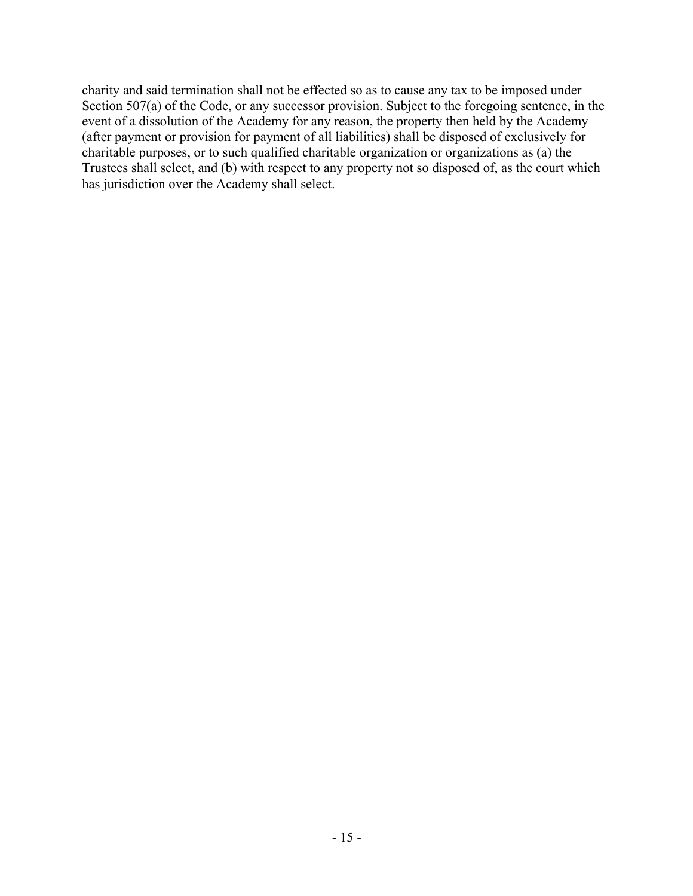charity and said termination shall not be effected so as to cause any tax to be imposed under Section 507(a) of the Code, or any successor provision. Subject to the foregoing sentence, in the event of a dissolution of the Academy for any reason, the property then held by the Academy (after payment or provision for payment of all liabilities) shall be disposed of exclusively for charitable purposes, or to such qualified charitable organization or organizations as (a) the Trustees shall select, and (b) with respect to any property not so disposed of, as the court which has jurisdiction over the Academy shall select.